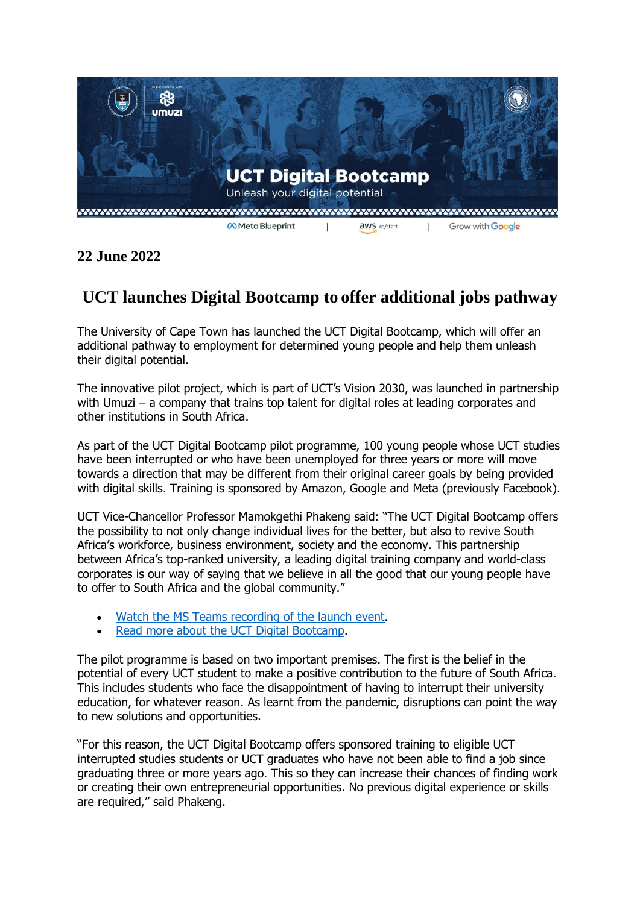**22 June 2022**

# UCT launches Digital Bootcamp to offer additional jobs pathway

The University of Cape Town has launched the UCT Digital Bootcamp, which will offer an additional pathway to employment for determined young people and help them unleash their digital potential.

The innovative pilot project, which is part of UCT's Vision 2030, was launched in partnership with Umuzi – a company that trains top talent for digital roles at leading corporates and other institutions in South Africa.

As part of the UCT Digital Bootcamp pilot programme, 100 young people whose UCT studies have been interrupted or who have been unemployed for three years or more will move towards a direction that may be different from their original career goals by being provided with digital skills. Training is sponsored by Amazon, Google and Meta (previously Facebook).

UCT Vice-Chancellor Professor Mamokgethi Phakeng said: "The UCT Digital Bootcamp offers the possibility to not only change individual lives for the better, but also to revive South Africa's workforce, business environment, society and the economy. This partnership between Africa's top-ranked university, a leading digital training company and world-class corporates is our way of saying that we believe in all the good that our young people have to offer to South Africa and the global community."

- Watch the MS Teams recording of the launch event.
- Read more about the UCT Digital Bootcamp.

The pilot programme is based on two important premises. The first is the belief in the potential of every UCT student to make a positive contribution to the future of South Africa. This includes students who face the disappointment of having to interrupt their university education, for whatever reason. As learnt from the pandemic, disruptions can point the way to new solutions and opportunities.

"For this reason, the UCT Digital Bootcamp offers sponsored training to eligible UCT interrupted studies students or UCT graduates who have not been able to find a job since graduating three or more years ago. This so they can increase their chances of finding work or creating their own entrepreneurial opportunities. No previous digital experience or skills are required," said Phakeng.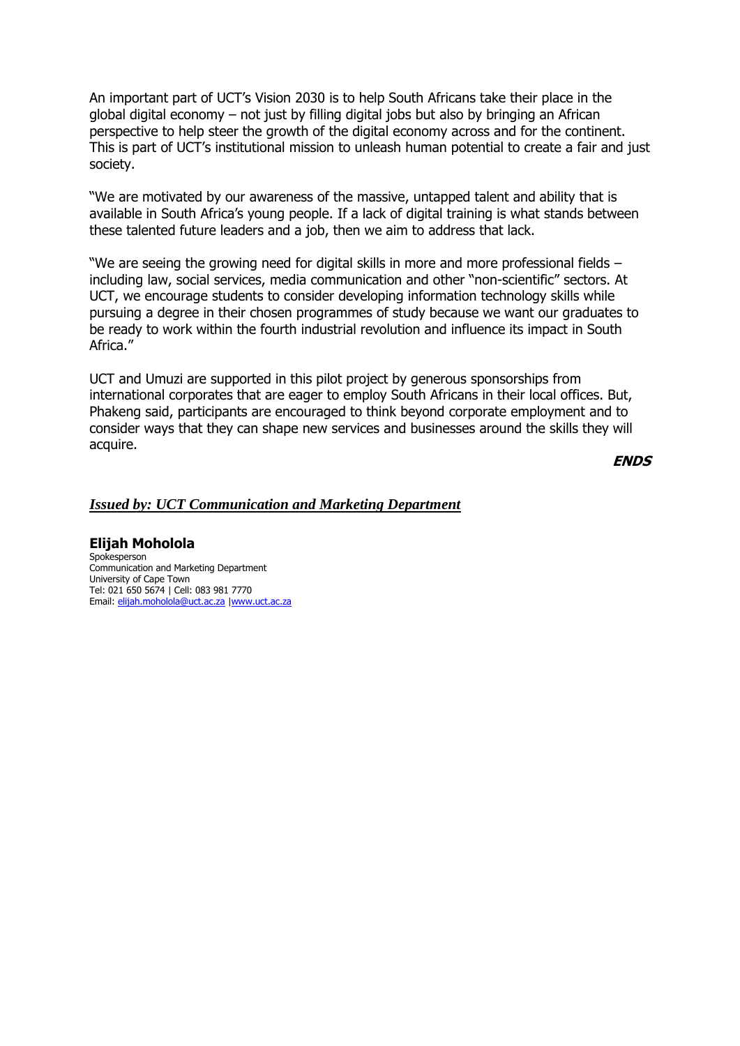An important part of UCT's Vision 2030 is to help South Africans take their place in the global digital economy – not just by filling digital jobs but also by bringing an African perspective to help steer the growth of the digital economy across and for the continent. This is part of UCT's institutional mission to unleash human potential to create a fair and just society.

"We are motivated by our awareness of the massive, untapped talent and ability that is available in South Africa's young people. If a lack of digital training is what stands between these talented future leaders and a job, then we aim to address that lack.

"We are seeing the growing need for digital skills in more and more professional fields – including law, social services, media communication and other "non-scientific" sectors. At UCT, we encourage students to consider developing information technology skills while pursuing a degree in their chosen programmes of study because we want our graduates to be ready to work within the fourth industrial revolution and influence its impact in South Africa."

UCT and Umuzi are supported in this pilot project by generous sponsorships from international corporates that are eager to employ South Africans in their local offices. But, Phakeng said, participants are encouraged to think beyond corporate employment and to consider ways that they can shape new services and businesses around the skills they will acquire.

***ENDS***

***Issued by: UCT Communication and Marketing Department***

**Elijah Moholola**
Spokesperson
Communication and Marketing Department
University of Cape Town
Tel: 021 650 5674 | Cell: 083 981 7770
Email: elijah.moholola@uct.ac.za |www.uct.ac.za